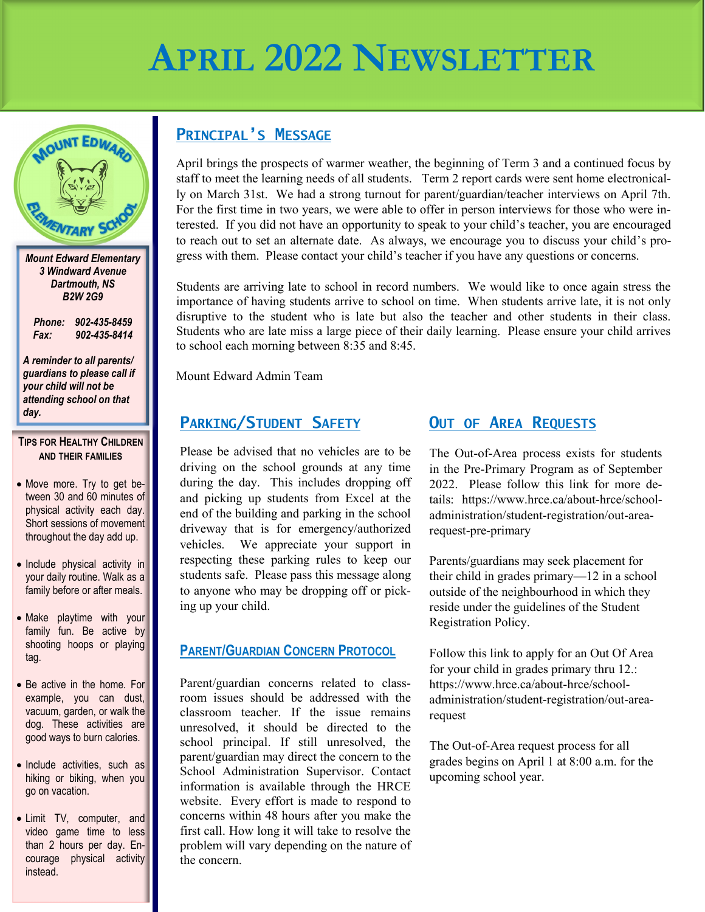# April 2022 Newsletter

*Mount Edward Elementary*
*3 Windward Avenue*
*Dartmouth, NS*
*B2W 2G9*

*Phone: 902-435-8459*
*Fax: 902-435-8414*

***A reminder to all parents/ guardians to please call if your child will not be attending school on that day.***

## Principal's Message

April brings the prospects of warmer weather, the beginning of Term 3 and a continued focus by staff to meet the learning needs of all students. Term 2 report cards were sent home electronically on March 31st. We had a strong turnout for parent/guardian/teacher interviews on April 7th. For the first time in two years, we were able to offer in person interviews for those who were interested. If you did not have an opportunity to speak to your child's teacher, you are encouraged to reach out to set an alternate date. As always, we encourage you to discuss your child's progress with them. Please contact your child's teacher if you have any questions or concerns.

Students are arriving late to school in record numbers. We would like to once again stress the importance of having students arrive to school on time. When students arrive late, it is not only disruptive to the student who is late but also the teacher and other students in their class. Students who are late miss a large piece of their daily learning. Please ensure your child arrives to school each morning between 8:35 and 8:45.

Mount Edward Admin Team

## Parking/Student Safety

Please be advised that no vehicles are to be driving on the school grounds at any time during the day. This includes dropping off and picking up students from Excel at the end of the building and parking in the school driveway that is for emergency/authorized vehicles. We appreciate your support in respecting these parking rules to keep our students safe. Please pass this message along to anyone who may be dropping off or picking up your child.

## Parent/Guardian Concern Protocol

Parent/guardian concerns related to classroom issues should be addressed with the classroom teacher. If the issue remains unresolved, it should be directed to the school principal. If still unresolved, the parent/guardian may direct the concern to the School Administration Supervisor. Contact information is available through the HRCE website. Every effort is made to respond to concerns within 48 hours after you make the first call. How long it will take to resolve the problem will vary depending on the nature of the concern.

## Out of Area Requests

The Out-of-Area process exists for students in the Pre-Primary Program as of September 2022. Please follow this link for more details: https://www.hrce.ca/about-hrce/school-administration/student-registration/out-area-request-pre-primary

Parents/guardians may seek placement for their child in grades primary—12 in a school outside of the neighbourhood in which they reside under the guidelines of the Student Registration Policy.

Follow this link to apply for an Out Of Area for your child in grades primary thru 12.: https://www.hrce.ca/about-hrce/school-administration/student-registration/out-area-request

The Out-of-Area request process for all grades begins on April 1 at 8:00 a.m. for the upcoming school year.

### Tips for Healthy Children and Their Families

- Move more. Try to get between 30 and 60 minutes of physical activity each day. Short sessions of movement throughout the day add up.
- Include physical activity in your daily routine. Walk as a family before or after meals.
- Make playtime with your family fun. Be active by shooting hoops or playing tag.
- Be active in the home. For example, you can dust, vacuum, garden, or walk the dog. These activities are good ways to burn calories.
- Include activities, such as hiking or biking, when you go on vacation.
- Limit TV, computer, and video game time to less than 2 hours per day. Encourage physical activity instead.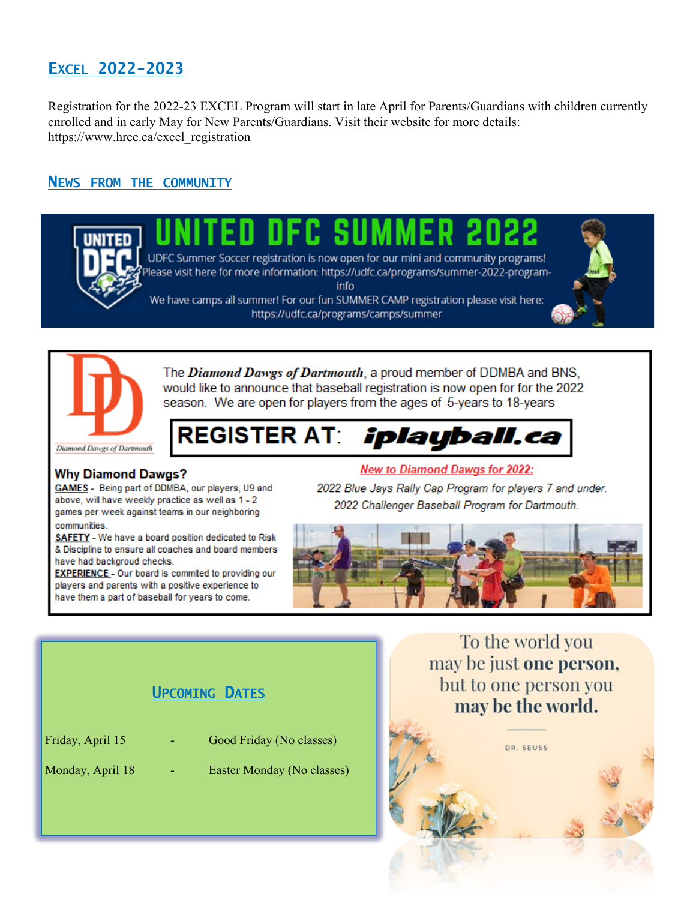## Excel 2022-2023

Registration for the 2022-23 EXCEL Program will start in late April for Parents/Guardians with children currently enrolled and in early May for New Parents/Guardians. Visit their website for more details: https://www.hrce.ca/excel_registration

## News from the community

### UNITED DFC SUMMER 2022

UDFC Summer Soccer registration is now open for our mini and community programs! Please visit here for more information: https://udfc.ca/programs/summer-2022-program-info

We have camps all summer! For our fun SUMMER CAMP registration please visit here: https://udfc.ca/programs/camps/summer

---

Diamond Dawgs of Dartmouth

The ***Diamond Dawgs of Dartmouth***, a proud member of DDMBA and BNS, would like to announce that baseball registration is now open for for the 2022 season. We are open for players from the ages of 5-years to 18-years

**REGISTER AT: *iplayball.ca***

**Why Diamond Dawgs?**

**GAMES** - Being part of DDMBA, our players, U9 and above, will have weekly practice as well as 1 - 2 games per week against teams in our neighboring communities.

**SAFETY** - We have a board position dedicated to Risk & Discipline to ensure all coaches and board members have had backgroud checks.

**EXPERIENCE** - Our board is commited to providing our players and parents with a positive experience to have them a part of baseball for years to come.

***New to Diamond Dawgs for 2022:***

*2022 Blue Jays Rally Cap Program for players 7 and under.*

*2022 Challenger Baseball Program for Dartmouth.*

---

## Upcoming Dates

| | | |
|---|---|---|
| Friday, April 15 | - | Good Friday (No classes) |
| Monday, April 18 | - | Easter Monday (No classes) |

To the world you may be just **one person**, but to one person you **may be the world.**

DR. SEUSS